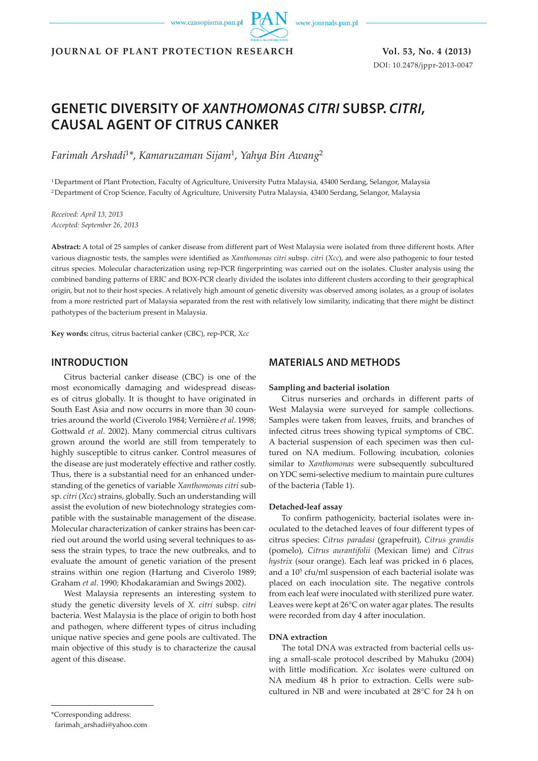# GENETIC DIVERSITY OF *XANTHOMONAS CITRI* SUBSP. *CITRI*, CAUSAL AGENT OF CITRUS CANKER

*Farimah Arshadi*[1]*, *Kamaruzaman Sijam*[1], *Yahya Bin Awang*[2]

[1] Department of Plant Protection, Faculty of Agriculture, University Putra Malaysia, 43400 Serdang, Selangor, Malaysia
[2] Department of Crop Science, Faculty of Agriculture, University Putra Malaysia, 43400 Serdang, Selangor, Malaysia

*Received: April 13, 2013*
*Accepted: September 26, 2013*

**Abstract:** A total of 25 samples of canker disease from different part of West Malaysia were isolated from three different hosts. After various diagnostic tests, the samples were identified as *Xanthomonas citri* subsp. *citri* (*Xcc*), and were also pathogenic to four tested citrus species. Molecular characterization using rep-PCR fingerprinting was carried out on the isolates. Cluster analysis using the combined banding patterns of ERIC and BOX-PCR clearly divided the isolates into different clusters according to their geographical origin, but not to their host species. A relatively high amount of genetic diversity was observed among isolates, as a group of isolates from a more restricted part of Malaysia separated from the rest with relatively low similarity, indicating that there might be distinct pathotypes of the bacterium present in Malaysia.

**Key words:** citrus, citrus bacterial canker (CBC), rep-PCR, *Xcc*

## INTRODUCTION

Citrus bacterial canker disease (CBC) is one of the most economically damaging and widespread diseases of citrus globally. It is thought to have originated in South East Asia and now occurs in more than 30 countries around the world (Civerolo 1984; Vernière *et al*. 1998; Gottwald *et al*. 2002). Many commercial citrus cultivars grown around the world are still from temperately to highly susceptible to citrus canker. Control measures of the disease are just moderately effective and rather costly. Thus, there is a substantial need for an enhanced understanding of the genetics of variable *Xanthomonas citri* subsp. *citri* (*Xcc*) strains, globally. Such an understanding will assist the evolution of new biotechnology strategies compatible with the sustainable management of the disease. Molecular characterization of canker strains has been carried out around the world using several techniques to assess the strain types, to trace the new outbreaks, and to evaluate the amount of genetic variation of the present strains within one region (Hartung and Civerolo 1989; Graham *et al*. 1990; Khodakaramian and Swings 2002).

West Malaysia represents an interesting system to study the genetic diversity levels of *X. citri* subsp. *citri* bacteria. West Malaysia is the place of origin to both host and pathogen, where different types of citrus including unique native species and gene pools are cultivated. The main objective of this study is to characterize the causal agent of this disease.

## MATERIALS AND METHODS

### Sampling and bacterial isolation

Citrus nurseries and orchards in different parts of West Malaysia were surveyed for sample collections. Samples were taken from leaves, fruits, and branches of infected citrus trees showing typical symptoms of CBC. A bacterial suspension of each specimen was then cultured on NA medium. Following incubation, colonies similar to *Xanthomonas* were subsequently subcultured on YDC semi-selective medium to maintain pure cultures of the bacteria (Table 1).

### Detached-leaf assay

To confirm pathogenicity, bacterial isolates were inoculated to the detached leaves of four different types of citrus species: *Citrus paradasi* (grapefruit), *Citrus grandis* (pomelo), *Citrus aurantifolii* (Mexican lime) and *Citrus hystrix* (sour orange). Each leaf was pricked in 6 places, and a $10^5$ cfu/ml suspension of each bacterial isolate was placed on each inoculation site. The negative controls from each leaf were inoculated with sterilized pure water. Leaves were kept at 26°C on water agar plates. The results were recorded from day 4 after inoculation.

### DNA extraction

The total DNA was extracted from bacterial cells using a small-scale protocol described by Mahuku (2004) with little modification. *Xcc* isolates were cultured on NA medium 48 h prior to extraction. Cells were subcultured in NB and were incubated at 28°C for 24 h on

*Corresponding address:
farimah_arshadi@yahoo.com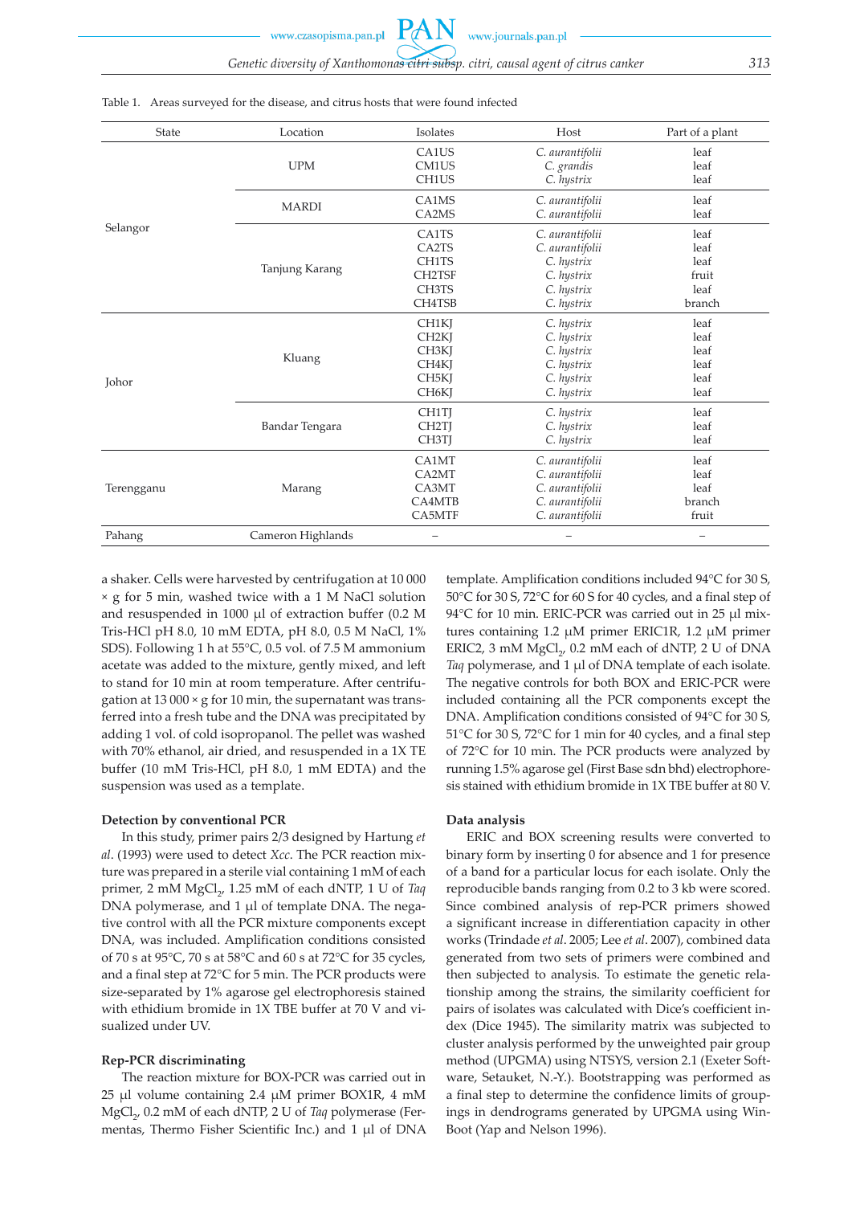Table 1. Areas surveyed for the disease, and citrus hosts that were found infected

| State | Location | Isolates | Host | Part of a plant |
|---|---|---|---|---|
| Selangor | UPM | CA1US | *C. aurantifolii* | leaf |
| | | CM1US | *C. grandis* | leaf |
| | | CH1US | *C. hystrix* | leaf |
| | MARDI | CA1MS | *C. aurantifolii* | leaf |
| | | CA2MS | *C. aurantifolii* | leaf |
| | Tanjung Karang | CA1TS | *C. aurantifolii* | leaf |
| | | CA2TS | *C. aurantifolii* | leaf |
| | | CH1TS | *C. hystrix* | leaf |
| | | CH2TSF | *C. hystrix* | fruit |
| | | CH3TS | *C. hystrix* | leaf |
| | | CH4TSB | *C. hystrix* | branch |
| Johor | Kluang | CH1KJ | *C. hystrix* | leaf |
| | | CH2KJ | *C. hystrix* | leaf |
| | | CH3KJ | *C. hystrix* | leaf |
| | | CH4KJ | *C. hystrix* | leaf |
| | | CH5KJ | *C. hystrix* | leaf |
| | | CH6KJ | *C. hystrix* | leaf |
| | Bandar Tengara | CH1TJ | *C. hystrix* | leaf |
| | | CH2TJ | *C. hystrix* | leaf |
| | | CH3TJ | *C. hystrix* | leaf |
| Terengganu | Marang | CA1MT | *C. aurantifolii* | leaf |
| | | CA2MT | *C. aurantifolii* | leaf |
| | | CA3MT | *C. aurantifolii* | leaf |
| | | CA4MTB | *C. aurantifolii* | branch |
| | | CA5MTF | *C. aurantifolii* | fruit |
| Pahang | Cameron Highlands | – | – | – |

a shaker. Cells were harvested by centrifugation at 10 000 × g for 5 min, washed twice with a 1 M NaCl solution and resuspended in 1000 µl of extraction buffer (0.2 M Tris-HCl pH 8.0, 10 mM EDTA, pH 8.0, 0.5 M NaCl, 1% SDS). Following 1 h at 55°C, 0.5 vol. of 7.5 M ammonium acetate was added to the mixture, gently mixed, and left to stand for 10 min at room temperature. After centrifugation at 13 000 × g for 10 min, the supernatant was transferred into a fresh tube and the DNA was precipitated by adding 1 vol. of cold isopropanol. The pellet was washed with 70% ethanol, air dried, and resuspended in a 1X TE buffer (10 mM Tris-HCl, pH 8.0, 1 mM EDTA) and the suspension was used as a template.

#### Detection by conventional PCR

In this study, primer pairs 2/3 designed by Hartung *et al*. (1993) were used to detect *Xcc*. The PCR reaction mixture was prepared in a sterile vial containing 1 mM of each primer, 2 mM $MgCl_2$, 1.25 mM of each dNTP, 1 U of *Taq* DNA polymerase, and 1 µl of template DNA. The negative control with all the PCR mixture components except DNA, was included. Amplification conditions consisted of 70 s at 95°C, 70 s at 58°C and 60 s at 72°C for 35 cycles, and a final step at 72°C for 5 min. The PCR products were size-separated by 1% agarose gel electrophoresis stained with ethidium bromide in 1X TBE buffer at 70 V and visualized under UV.

#### Rep-PCR discriminating

The reaction mixture for BOX-PCR was carried out in 25 µl volume containing 2.4 µM primer BOX1R, 4 mM $MgCl_2$, 0.2 mM of each dNTP, 2 U of *Taq* polymerase (Fermentas, Thermo Fisher Scientific Inc.) and 1 µl of DNA template. Amplification conditions included 94°C for 30 S, 50°C for 30 S, 72°C for 60 S for 40 cycles, and a final step of 94°C for 10 min. ERIC-PCR was carried out in 25 µl mixtures containing 1.2 µM primer ERIC1R, 1.2 µM primer ERIC2, 3 mM $MgCl_2$, 0.2 mM each of dNTP, 2 U of DNA *Taq* polymerase, and 1 µl of DNA template of each isolate. The negative controls for both BOX and ERIC-PCR were included containing all the PCR components except the DNA. Amplification conditions consisted of 94°C for 30 S, 51°C for 30 S, 72°C for 1 min for 40 cycles, and a final step of 72°C for 10 min. The PCR products were analyzed by running 1.5% agarose gel (First Base sdn bhd) electrophoresis stained with ethidium bromide in 1X TBE buffer at 80 V.

#### Data analysis

ERIC and BOX screening results were converted to binary form by inserting 0 for absence and 1 for presence of a band for a particular locus for each isolate. Only the reproducible bands ranging from 0.2 to 3 kb were scored. Since combined analysis of rep-PCR primers showed a significant increase in differentiation capacity in other works (Trindade *et al*. 2005; Lee *et al*. 2007), combined data generated from two sets of primers were combined and then subjected to analysis. To estimate the genetic relationship among the strains, the similarity coefficient for pairs of isolates was calculated with Dice's coefficient index (Dice 1945). The similarity matrix was subjected to cluster analysis performed by the unweighted pair group method (UPGMA) using NTSYS, version 2.1 (Exeter Software, Setauket, N.-Y.). Bootstrapping was performed as a final step to determine the confidence limits of groupings in dendrograms generated by UPGMA using WinBoot (Yap and Nelson 1996).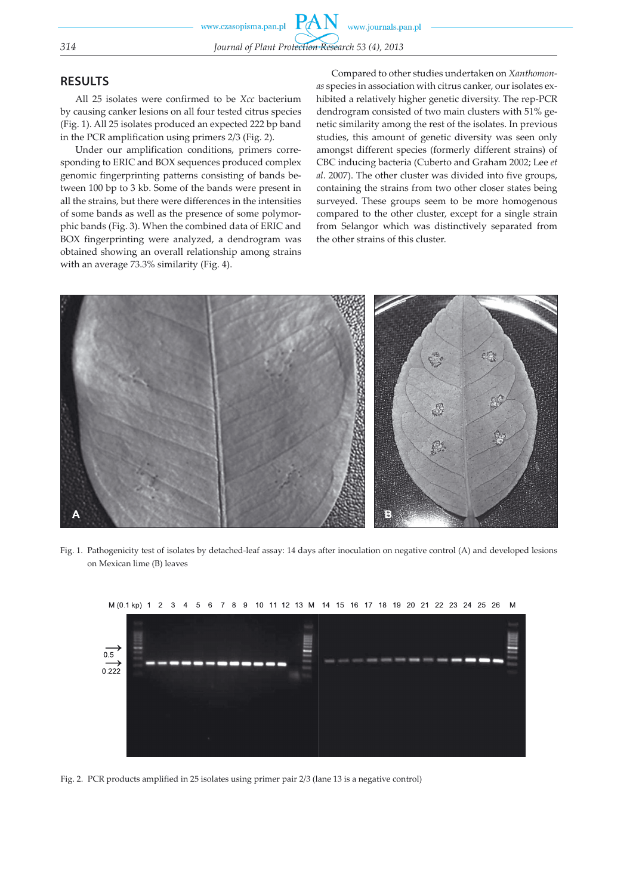## RESULTS

All 25 isolates were confirmed to be *Xcc* bacterium by causing canker lesions on all four tested citrus species (Fig. 1). All 25 isolates produced an expected 222 bp band in the PCR amplification using primers 2/3 (Fig. 2).

Under our amplification conditions, primers corresponding to ERIC and BOX sequences produced complex genomic fingerprinting patterns consisting of bands between 100 bp to 3 kb. Some of the bands were present in all the strains, but there were differences in the intensities of some bands as well as the presence of some polymorphic bands (Fig. 3). When the combined data of ERIC and BOX fingerprinting were analyzed, a dendrogram was obtained showing an overall relationship among strains with an average 73.3% similarity (Fig. 4).

Compared to other studies undertaken on *Xanthomonas* species in association with citrus canker, our isolates exhibited a relatively higher genetic diversity. The rep-PCR dendrogram consisted of two main clusters with 51% genetic similarity among the rest of the isolates. In previous studies, this amount of genetic diversity was seen only amongst different species (formerly different strains) of CBC inducing bacteria (Cuberto and Graham 2002; Lee *et al*. 2007). The other cluster was divided into five groups, containing the strains from two other closer states being surveyed. These groups seem to be more homogenous compared to the other cluster, except for a single strain from Selangor which was distinctively separated from the other strains of this cluster.

Fig. 1. Pathogenicity test of isolates by detached-leaf assay: 14 days after inoculation on negative control (A) and developed lesions on Mexican lime (B) leaves

Fig. 2. PCR products amplified in 25 isolates using primer pair 2/3 (lane 13 is a negative control)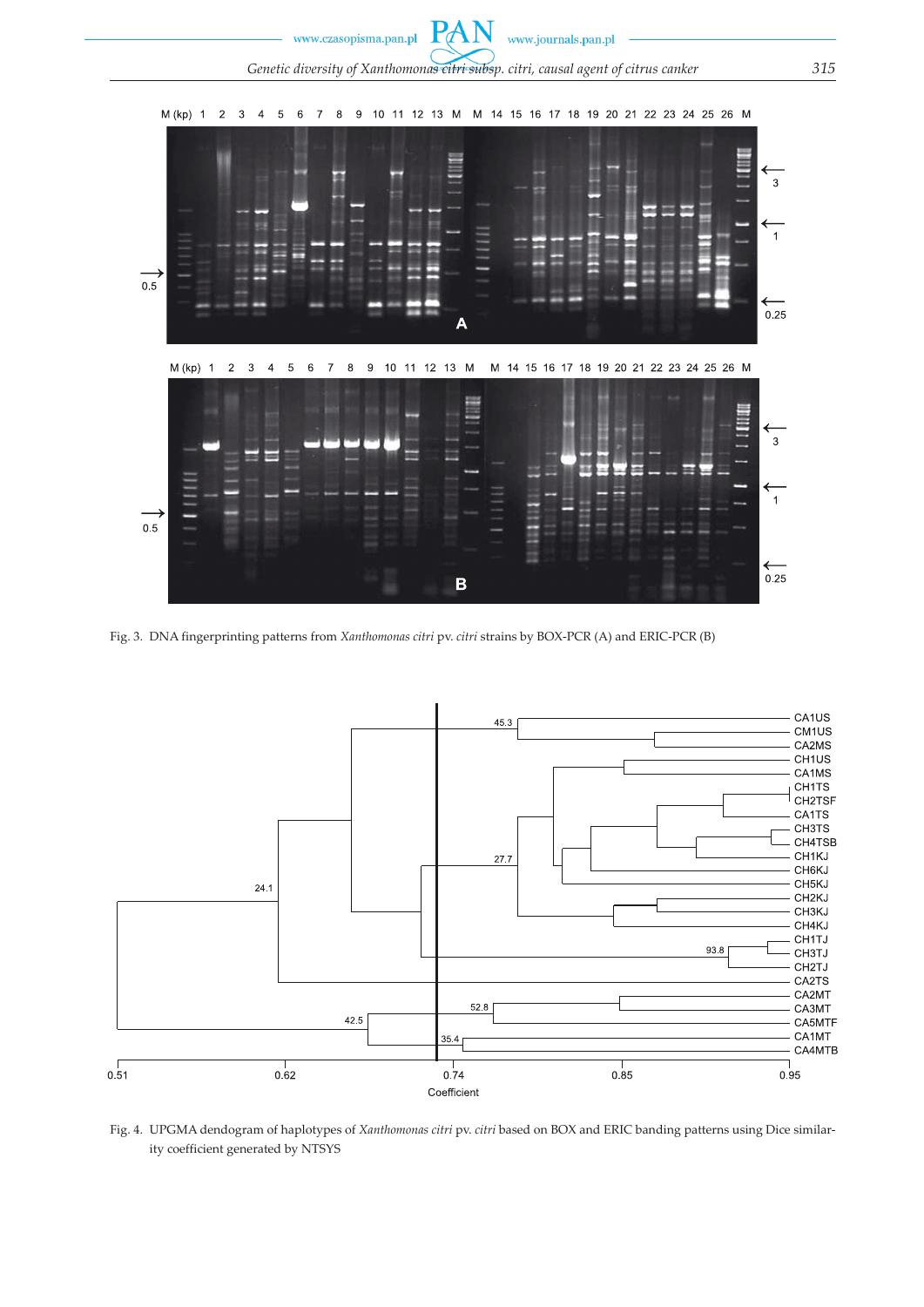Fig. 3. DNA fingerprinting patterns from *Xanthomonas citri* pv. *citri* strains by BOX-PCR (A) and ERIC-PCR (B)

Fig. 4. UPGMA dendogram of haplotypes of *Xanthomonas citri* pv. *citri* based on BOX and ERIC banding patterns using Dice similarity coefficient generated by NTSYS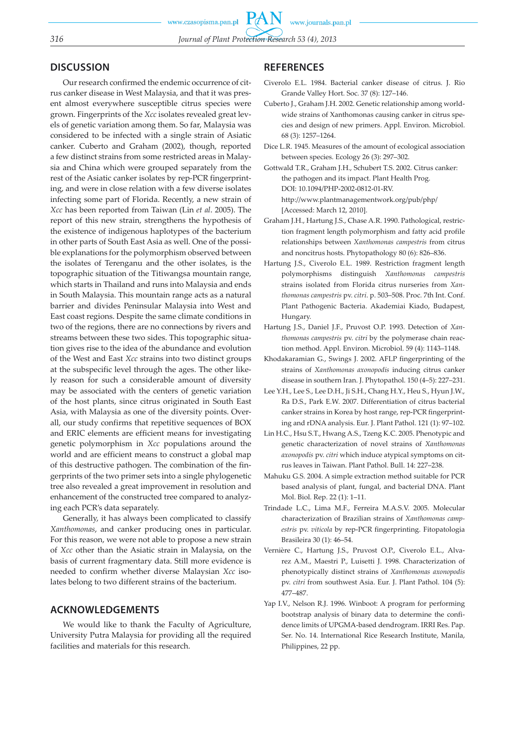## DISCUSSION

Our research confirmed the endemic occurrence of citrus canker disease in West Malaysia, and that it was present almost everywhere susceptible citrus species were grown. Fingerprints of the *Xcc* isolates revealed great levels of genetic variation among them. So far, Malaysia was considered to be infected with a single strain of Asiatic canker. Cuberto and Graham (2002), though, reported a few distinct strains from some restricted areas in Malaysia and China which were grouped separately from the rest of the Asiatic canker isolates by rep-PCR fingerprinting, and were in close relation with a few diverse isolates infecting some part of Florida. Recently, a new strain of *Xcc* has been reported from Taiwan (Lin *et al*. 2005). The report of this new strain, strengthens the hypothesis of the existence of indigenous haplotypes of the bacterium in other parts of South East Asia as well. One of the possible explanations for the polymorphism observed between the isolates of Terenganu and the other isolates, is the topographic situation of the Titiwangsa mountain range, which starts in Thailand and runs into Malaysia and ends in South Malaysia. This mountain range acts as a natural barrier and divides Peninsular Malaysia into West and East coast regions. Despite the same climate conditions in two of the regions, there are no connections by rivers and streams between these two sides. This topographic situation gives rise to the idea of the abundance and evolution of the West and East *Xcc* strains into two distinct groups at the subspecific level through the ages. The other likely reason for such a considerable amount of diversity may be associated with the centers of genetic variation of the host plants, since citrus originated in South East Asia, with Malaysia as one of the diversity points. Overall, our study confirms that repetitive sequences of BOX and ERIC elements are efficient means for investigating genetic polymorphism in *Xcc* populations around the world and are efficient means to construct a global map of this destructive pathogen. The combination of the fingerprints of the two primer sets into a single phylogenetic tree also revealed a great improvement in resolution and enhancement of the constructed tree compared to analyzing each PCR's data separately.

Generally, it has always been complicated to classify *Xanthomonas*, and canker producing ones in particular. For this reason, we were not able to propose a new strain of *Xcc* other than the Asiatic strain in Malaysia, on the basis of current fragmentary data. Still more evidence is needed to confirm whether diverse Malaysian *Xcc* isolates belong to two different strains of the bacterium.

## ACKNOWLEDGEMENTS

We would like to thank the Faculty of Agriculture, University Putra Malaysia for providing all the required facilities and materials for this research.

## REFERENCES

Civerolo E.L. 1984. Bacterial canker disease of citrus. J. Rio Grande Valley Hort. Soc. 37 (8): 127–146.

Cuberto J., Graham J.H. 2002. Genetic relationship among worldwide strains of Xanthomonas causing canker in citrus species and design of new primers. Appl. Environ. Microbiol. 68 (3): 1257–1264.

Dice L.R. 1945. Measures of the amount of ecological association between species. Ecology 26 (3): 297–302.

Gottwald T.R., Graham J.H., Schubert T.S. 2002. Citrus canker: the pathogen and its impact. Plant Health Prog. DOI: 10.1094/PHP-2002-0812-01-RV. http://www.plantmanagementwork.org/pub/php/ [Accessed: March 12, 2010].

Graham J.H., Hartung J.S., Chase A.R. 1990. Pathological, restriction fragment length polymorphism and fatty acid profile relationships between *Xanthomonas campestris* from citrus and noncitrus hosts. Phytopathology 80 (6): 826–836.

Hartung J.S., Civerolo E.L. 1989. Restriction fragment length polymorphisms distinguish *Xanthomonas campestris* strains isolated from Florida citrus nurseries from *Xanthomonas campestris* pv. *citri*. p. 503–508. Proc. 7th Int. Conf. Plant Pathogenic Bacteria. Akademiai Kiado, Budapest, Hungary.

Hartung J.S., Daniel J.F., Pruvost O.P. 1993. Detection of *Xanthomonas campestris* pv. *citri* by the polymerase chain reaction method. Appl. Environ. Microbiol. 59 (4): 1143–1148.

Khodakaramian G., Swings J. 2002. AFLP fingerprinting of the strains of *Xanthomonas axonopodis* inducing citrus canker disease in southern Iran. J. Phytopathol. 150 (4–5): 227–231.

Lee Y.H., Lee S., Lee D.H., Ji S.H., Chang H.Y., Heu S., Hyun J.W., Ra D.S., Park E.W. 2007. Differentiation of citrus bacterial canker strains in Korea by host range, rep-PCR fingerprinting and rDNA analysis. Eur. J. Plant Pathol. 121 (1): 97–102.

Lin H.C., Hsu S.T., Hwang A.S., Tzeng K.C. 2005. Phenotypic and genetic characterization of novel strains of *Xanthomonas axonopodis* pv. *citri* which induce atypical symptoms on citrus leaves in Taiwan. Plant Pathol. Bull. 14: 227–238.

Mahuku G.S. 2004. A simple extraction method suitable for PCR based analysis of plant, fungal, and bacterial DNA. Plant Mol. Biol. Rep. 22 (1): 1–11.

Trindade L.C., Lima M.F., Ferreira M.A.S.V. 2005. Molecular characterization of Brazilian strains of *Xanthomonas campestris* pv. *viticola* by rep-PCR fingerprinting. Fitopatologia Brasileira 30 (1): 46–54.

Vernière C., Hartung J.S., Pruvost O.P., Civerolo E.L., Alvarez A.M., Maestri P., Luisetti J. 1998. Characterization of phenotypically distinct strains of *Xanthomonas axonopodis* pv. *citri* from southwest Asia. Eur. J. Plant Pathol. 104 (5): 477–487.

Yap I.V., Nelson R.J. 1996. Winboot: A program for performing bootstrap analysis of binary data to determine the confidence limits of UPGMA-based dendrogram. IRRI Res. Pap. Ser. No. 14. International Rice Research Institute, Manila, Philippines, 22 pp.